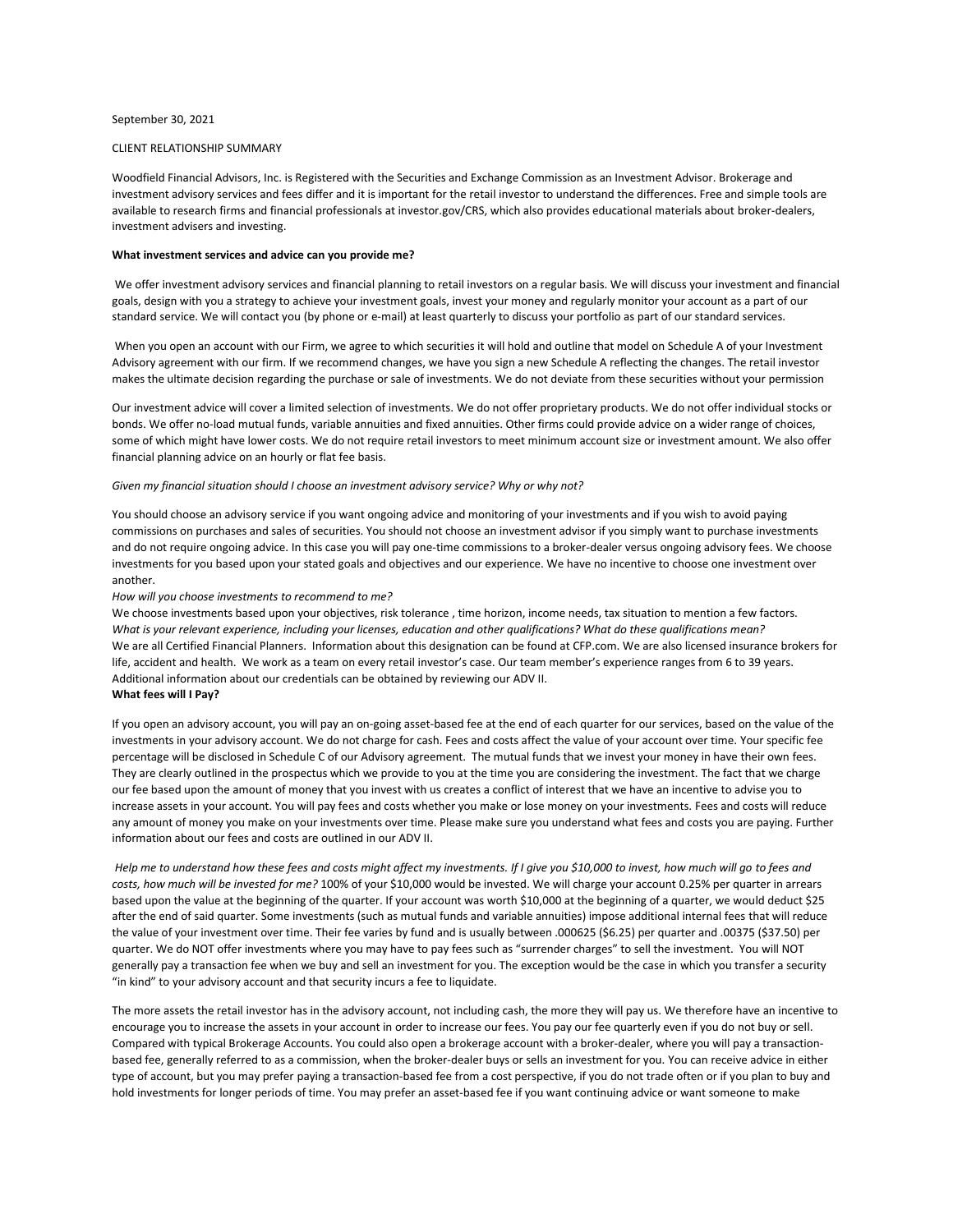September 30, 2021

CLIENT RELATIONSHIP SUMMARY

Woodfield Financial Advisors, Inc. is Registered with the Securities and Exchange Commission as an Investment Advisor. Brokerage and investment advisory services and fees differ and it is important for the retail investor to understand the differences. Free and simple tools are available to research firms and financial professionals at investor.gov/CRS, which also provides educational materials about broker-dealers, investment advisers and investing.

**What investment services and advice can you provide me?**

We offer investment advisory services and financial planning to retail investors on a regular basis. We will discuss your investment and financial goals, design with you a strategy to achieve your investment goals, invest your money and regularly monitor your account as a part of our standard service. We will contact you (by phone or e-mail) at least quarterly to discuss your portfolio as part of our standard services.

When you open an account with our Firm, we agree to which securities it will hold and outline that model on Schedule A of your Investment Advisory agreement with our firm. If we recommend changes, we have you sign a new Schedule A reflecting the changes. The retail investor makes the ultimate decision regarding the purchase or sale of investments. We do not deviate from these securities without your permission

Our investment advice will cover a limited selection of investments. We do not offer proprietary products. We do not offer individual stocks or bonds. We offer no-load mutual funds, variable annuities and fixed annuities. Other firms could provide advice on a wider range of choices, some of which might have lower costs. We do not require retail investors to meet minimum account size or investment amount. We also offer financial planning advice on an hourly or flat fee basis.

*Given my financial situation should I choose an investment advisory service? Why or why not?*

You should choose an advisory service if you want ongoing advice and monitoring of your investments and if you wish to avoid paying commissions on purchases and sales of securities. You should not choose an investment advisor if you simply want to purchase investments and do not require ongoing advice. In this case you will pay one-time commissions to a broker-dealer versus ongoing advisory fees. We choose investments for you based upon your stated goals and objectives and our experience. We have no incentive to choose one investment over another.

*How will you choose investments to recommend to me?*

We choose investments based upon your objectives, risk tolerance , time horizon, income needs, tax situation to mention a few factors.

*What is your relevant experience, including your licenses, education and other qualifications? What do these qualifications mean?*

We are all Certified Financial Planners. Information about this designation can be found at CFP.com. We are also licensed insurance brokers for life, accident and health. We work as a team on every retail investor's case. Our team member's experience ranges from 6 to 39 years. Additional information about our credentials can be obtained by reviewing our ADV II.

**What fees will I Pay?**

If you open an advisory account, you will pay an on-going asset-based fee at the end of each quarter for our services, based on the value of the investments in your advisory account. We do not charge for cash. Fees and costs affect the value of your account over time. Your specific fee percentage will be disclosed in Schedule C of our Advisory agreement. The mutual funds that we invest your money in have their own fees. They are clearly outlined in the prospectus which we provide to you at the time you are considering the investment. The fact that we charge our fee based upon the amount of money that you invest with us creates a conflict of interest that we have an incentive to advise you to increase assets in your account. You will pay fees and costs whether you make or lose money on your investments. Fees and costs will reduce any amount of money you make on your investments over time. Please make sure you understand what fees and costs you are paying. Further information about our fees and costs are outlined in our ADV II.

*Help me to understand how these fees and costs might affect my investments. If I give you $10,000 to invest, how much will go to fees and costs, how much will be invested for me?* 100% of your $10,000 would be invested. We will charge your account 0.25% per quarter in arrears based upon the value at the beginning of the quarter. If your account was worth $10,000 at the beginning of a quarter, we would deduct $25 after the end of said quarter. Some investments (such as mutual funds and variable annuities) impose additional internal fees that will reduce the value of your investment over time. Their fee varies by fund and is usually between .000625 ($6.25) per quarter and .00375 ($37.50) per quarter. We do NOT offer investments where you may have to pay fees such as "surrender charges" to sell the investment. You will NOT generally pay a transaction fee when we buy and sell an investment for you. The exception would be the case in which you transfer a security "in kind" to your advisory account and that security incurs a fee to liquidate.

The more assets the retail investor has in the advisory account, not including cash, the more they will pay us. We therefore have an incentive to encourage you to increase the assets in your account in order to increase our fees. You pay our fee quarterly even if you do not buy or sell. Compared with typical Brokerage Accounts. You could also open a brokerage account with a broker-dealer, where you will pay a transaction-based fee, generally referred to as a commission, when the broker-dealer buys or sells an investment for you. You can receive advice in either type of account, but you may prefer paying a transaction-based fee from a cost perspective, if you do not trade often or if you plan to buy and hold investments for longer periods of time. You may prefer an asset-based fee if you want continuing advice or want someone to make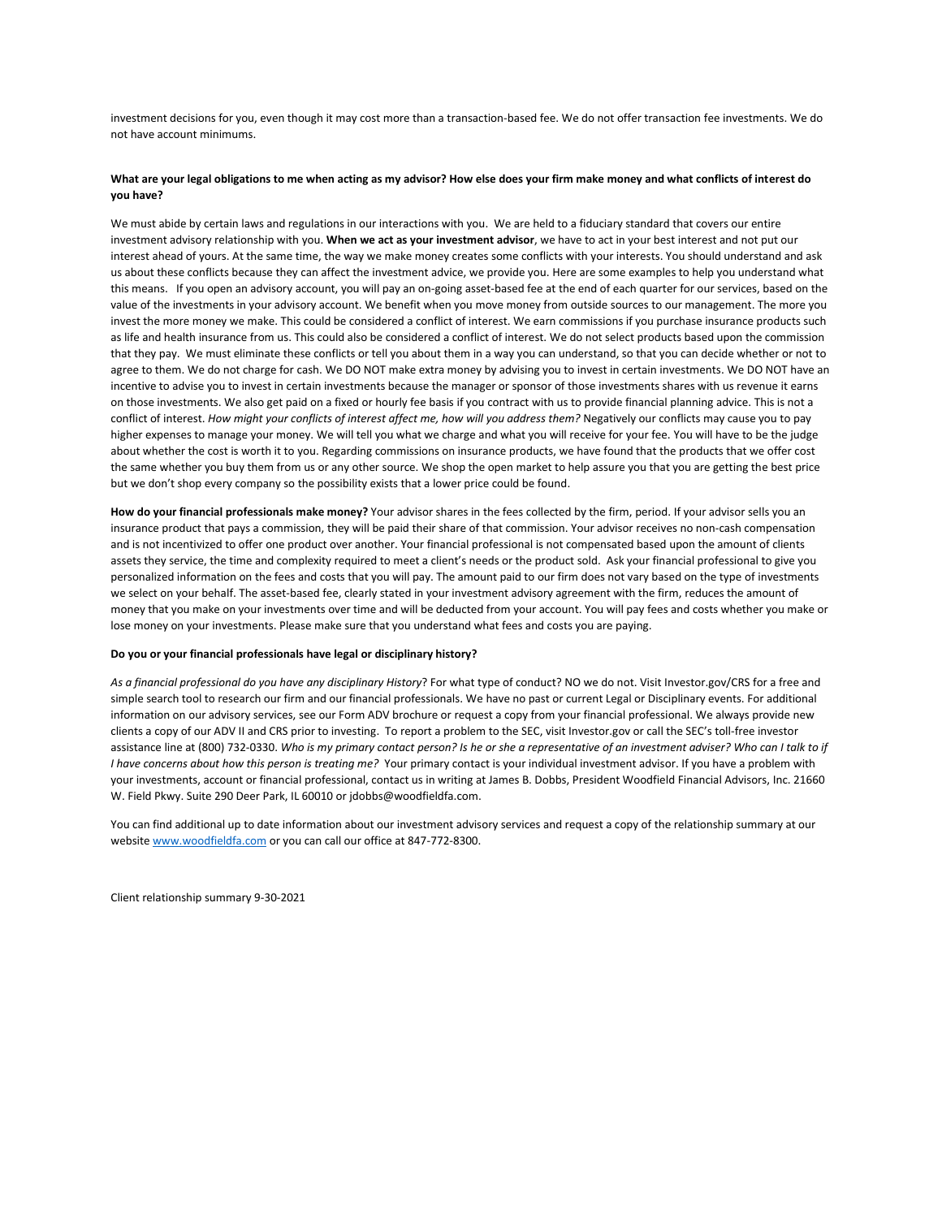investment decisions for you, even though it may cost more than a transaction-based fee. We do not offer transaction fee investments. We do not have account minimums.

**What are your legal obligations to me when acting as my advisor? How else does your firm make money and what conflicts of interest do you have?**

We must abide by certain laws and regulations in our interactions with you. We are held to a fiduciary standard that covers our entire investment advisory relationship with you. **When we act as your investment advisor**, we have to act in your best interest and not put our interest ahead of yours. At the same time, the way we make money creates some conflicts with your interests. You should understand and ask us about these conflicts because they can affect the investment advice, we provide you. Here are some examples to help you understand what this means. If you open an advisory account, you will pay an on-going asset-based fee at the end of each quarter for our services, based on the value of the investments in your advisory account. We benefit when you move money from outside sources to our management. The more you invest the more money we make. This could be considered a conflict of interest. We earn commissions if you purchase insurance products such as life and health insurance from us. This could also be considered a conflict of interest. We do not select products based upon the commission that they pay. We must eliminate these conflicts or tell you about them in a way you can understand, so that you can decide whether or not to agree to them. We do not charge for cash. We DO NOT make extra money by advising you to invest in certain investments. We DO NOT have an incentive to advise you to invest in certain investments because the manager or sponsor of those investments shares with us revenue it earns on those investments. We also get paid on a fixed or hourly fee basis if you contract with us to provide financial planning advice. This is not a conflict of interest. *How might your conflicts of interest affect me, how will you address them?* Negatively our conflicts may cause you to pay higher expenses to manage your money. We will tell you what we charge and what you will receive for your fee. You will have to be the judge about whether the cost is worth it to you. Regarding commissions on insurance products, we have found that the products that we offer cost the same whether you buy them from us or any other source. We shop the open market to help assure you that you are getting the best price but we don't shop every company so the possibility exists that a lower price could be found.

**How do your financial professionals make money?** Your advisor shares in the fees collected by the firm, period. If your advisor sells you an insurance product that pays a commission, they will be paid their share of that commission. Your advisor receives no non-cash compensation and is not incentivized to offer one product over another. Your financial professional is not compensated based upon the amount of clients assets they service, the time and complexity required to meet a client's needs or the product sold. Ask your financial professional to give you personalized information on the fees and costs that you will pay. The amount paid to our firm does not vary based on the type of investments we select on your behalf. The asset-based fee, clearly stated in your investment advisory agreement with the firm, reduces the amount of money that you make on your investments over time and will be deducted from your account. You will pay fees and costs whether you make or lose money on your investments. Please make sure that you understand what fees and costs you are paying.

**Do you or your financial professionals have legal or disciplinary history?**

*As a financial professional do you have any disciplinary History*? For what type of conduct? NO we do not. Visit Investor.gov/CRS for a free and simple search tool to research our firm and our financial professionals. We have no past or current Legal or Disciplinary events. For additional information on our advisory services, see our Form ADV brochure or request a copy from your financial professional. We always provide new clients a copy of our ADV II and CRS prior to investing. To report a problem to the SEC, visit Investor.gov or call the SEC's toll-free investor assistance line at (800) 732-0330. *Who is my primary contact person? Is he or she a representative of an investment adviser? Who can I talk to if I have concerns about how this person is treating me?* Your primary contact is your individual investment advisor. If you have a problem with your investments, account or financial professional, contact us in writing at James B. Dobbs, President Woodfield Financial Advisors, Inc. 21660 W. Field Pkwy. Suite 290 Deer Park, IL 60010 or jdobbs@woodfieldfa.com.

You can find additional up to date information about our investment advisory services and request a copy of the relationship summary at our website www.woodfieldfa.com or you can call our office at 847-772-8300.

Client relationship summary 9-30-2021